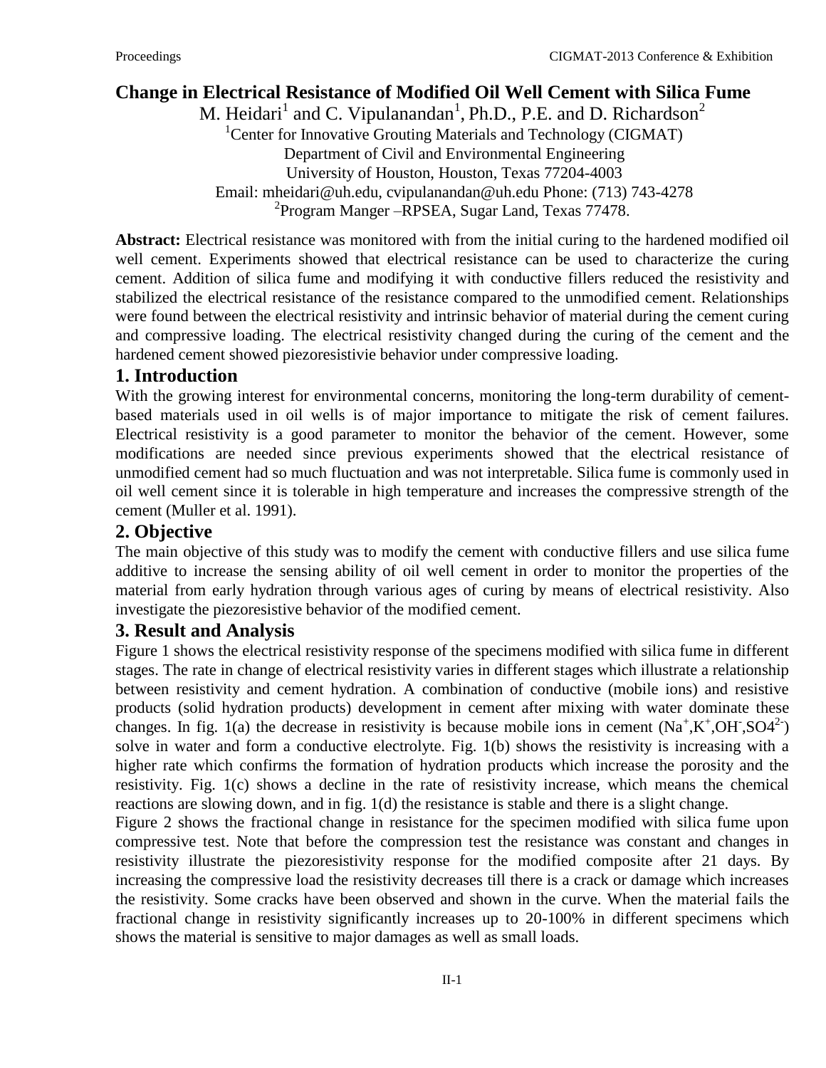# Change in Electrical Resistance of Modified Oil Well Cement with Silica Fume

M. Heidari[1] and C. Vipulanandan[1], Ph.D., P.E. and D. Richardson[2]

[1]Center for Innovative Grouting Materials and Technology (CIGMAT)
Department of Civil and Environmental Engineering
University of Houston, Houston, Texas 77204-4003
Email: mheidari@uh.edu, cvipulanandan@uh.edu Phone: (713) 743-4278
[2]Program Manger –RPSEA, Sugar Land, Texas 77478.

**Abstract:** Electrical resistance was monitored with from the initial curing to the hardened modified oil well cement. Experiments showed that electrical resistance can be used to characterize the curing cement. Addition of silica fume and modifying it with conductive fillers reduced the resistivity and stabilized the electrical resistance of the resistance compared to the unmodified cement. Relationships were found between the electrical resistivity and intrinsic behavior of material during the cement curing and compressive loading. The electrical resistivity changed during the curing of the cement and the hardened cement showed piezoresistivie behavior under compressive loading.

## 1. Introduction

With the growing interest for environmental concerns, monitoring the long-term durability of cement-based materials used in oil wells is of major importance to mitigate the risk of cement failures. Electrical resistivity is a good parameter to monitor the behavior of the cement. However, some modifications are needed since previous experiments showed that the electrical resistance of unmodified cement had so much fluctuation and was not interpretable. Silica fume is commonly used in oil well cement since it is tolerable in high temperature and increases the compressive strength of the cement (Muller et al. 1991).

## 2. Objective

The main objective of this study was to modify the cement with conductive fillers and use silica fume additive to increase the sensing ability of oil well cement in order to monitor the properties of the material from early hydration through various ages of curing by means of electrical resistivity. Also investigate the piezoresistive behavior of the modified cement.

## 3. Result and Analysis

Figure 1 shows the electrical resistivity response of the specimens modified with silica fume in different stages. The rate in change of electrical resistivity varies in different stages which illustrate a relationship between resistivity and cement hydration. A combination of conductive (mobile ions) and resistive products (solid hydration products) development in cement after mixing with water dominate these changes. In fig. 1(a) the decrease in resistivity is because mobile ions in cement ($Na^+$,$K^+$,$OH^-$,$SO4^{2-}$) solve in water and form a conductive electrolyte. Fig. 1(b) shows the resistivity is increasing with a higher rate which confirms the formation of hydration products which increase the porosity and the resistivity. Fig. 1(c) shows a decline in the rate of resistivity increase, which means the chemical reactions are slowing down, and in fig. 1(d) the resistance is stable and there is a slight change.

Figure 2 shows the fractional change in resistance for the specimen modified with silica fume upon compressive test. Note that before the compression test the resistance was constant and changes in resistivity illustrate the piezoresistivity response for the modified composite after 21 days. By increasing the compressive load the resistivity decreases till there is a crack or damage which increases the resistivity. Some cracks have been observed and shown in the curve. When the material fails the fractional change in resistivity significantly increases up to 20-100% in different specimens which shows the material is sensitive to major damages as well as small loads.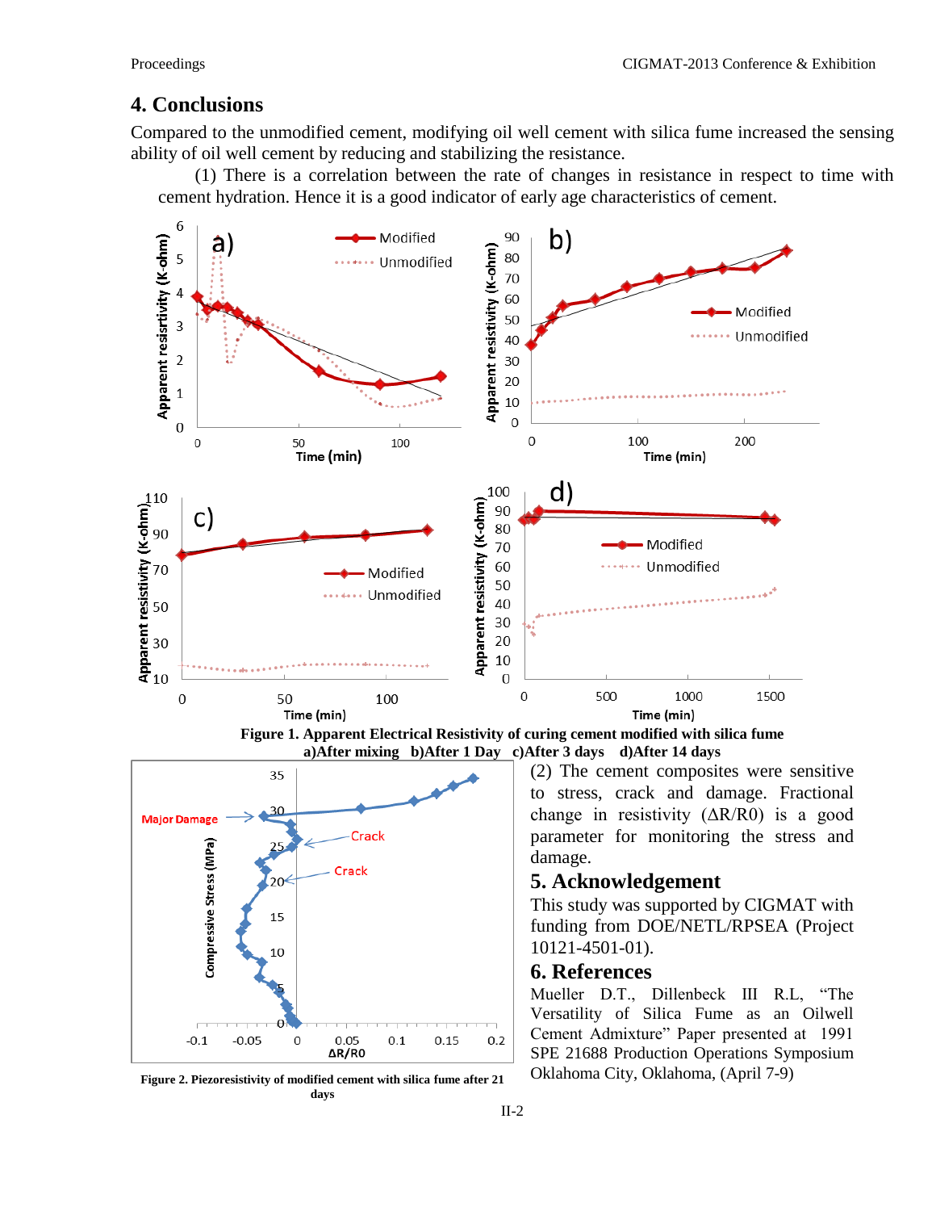## 4. Conclusions

Compared to the unmodified cement, modifying oil well cement with silica fume increased the sensing ability of oil well cement by reducing and stabilizing the resistance.

(1) There is a correlation between the rate of changes in resistance in respect to time with cement hydration. Hence it is a good indicator of early age characteristics of cement.

a)
Apparent resisrtivity (K-ohm)
0
1
2
3
4
5
6
0
50
100
Time (min)
Modified
Unmodified

b)
Apparent resistivity (K-ohm)
0
10
20
30
40
50
60
70
80
90
0
100
200
Time (min)
Modified
Unmodified

c)
Apparent resistivity (K-ohm)
10
30
50
70
90
110
0
50
100
Time (min)
Modified
Unmodified

d)
Apparent resistivity (K-ohm)
0
10
20
30
40
50
60
70
80
90
100
0
500
1000
1500
Time (min)
Modified
Unmodified

**Figure 1. Apparent Electrical Resistivity of curing cement modified with silica fume**
**a)After mixing b)After 1 Day c)After 3 days d)After 14 days**

Major Damage
Crack
Crack
Compressive Stress (MPa)
0
5
10
15
20
25
30
35
-0.1
-0.05
0
0.05
0.1
0.15
0.2
ΔR/R0

**Figure 2. Piezoresistivity of modified cement with silica fume after 21 days**

(2) The cement composites were sensitive to stress, crack and damage. Fractional change in resistivity ($\Delta R/R0$) is a good parameter for monitoring the stress and damage.

## 5. Acknowledgement

This study was supported by CIGMAT with funding from DOE/NETL/RPSEA (Project 10121-4501-01).

## 6. References

Mueller D.T., Dillenbeck III R.L., "The Versatility of Silica Fume as an Oilwell Cement Admixture" Paper presented at 1991 SPE 21688 Production Operations Symposium Oklahoma City, Oklahoma, (April 7-9)